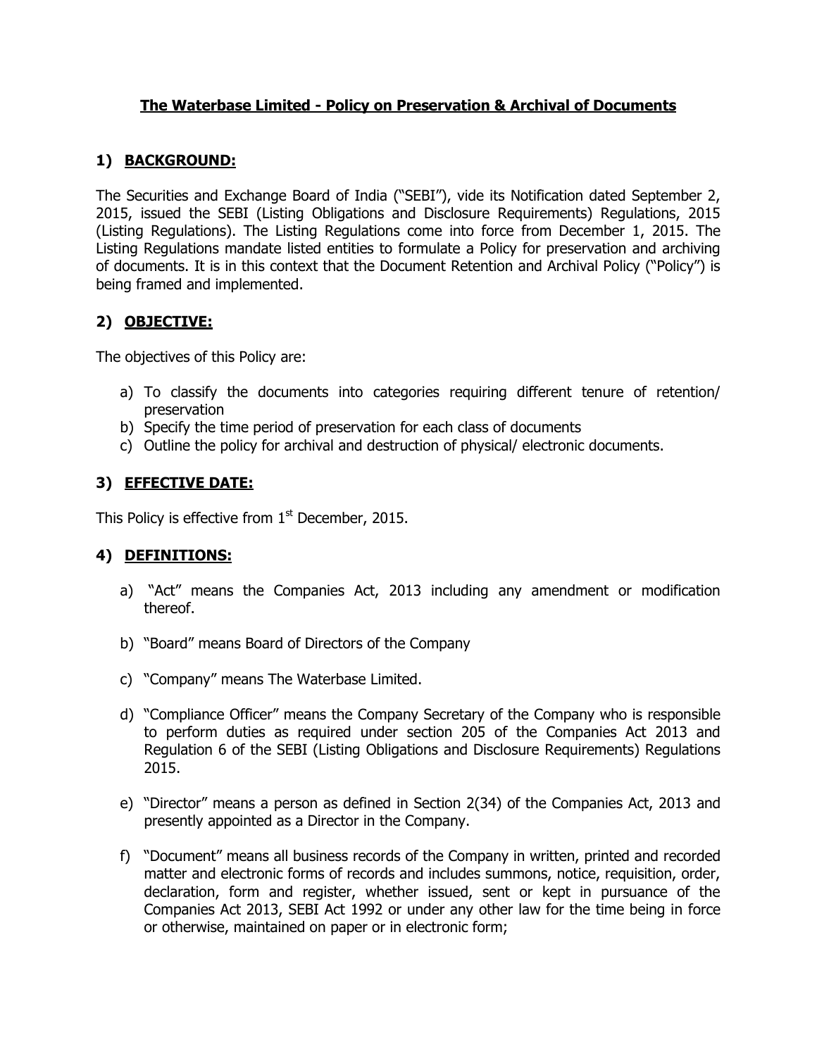# The Waterbase Limited - Policy on Preservation & Archival of Documents

## 1) BACKGROUND:

The Securities and Exchange Board of India ("SEBI"), vide its Notification dated September 2, 2015, issued the SEBI (Listing Obligations and Disclosure Requirements) Regulations, 2015 (Listing Regulations). The Listing Regulations come into force from December 1, 2015. The Listing Regulations mandate listed entities to formulate a Policy for preservation and archiving of documents. It is in this context that the Document Retention and Archival Policy ("Policy") is being framed and implemented.

## 2) OBJECTIVE:

The objectives of this Policy are:

a) To classify the documents into categories requiring different tenure of retention/ preservation
b) Specify the time period of preservation for each class of documents
c) Outline the policy for archival and destruction of physical/ electronic documents.

## 3) EFFECTIVE DATE:

This Policy is effective from 1st December, 2015.

## 4) DEFINITIONS:

a) "Act" means the Companies Act, 2013 including any amendment or modification thereof.

b) "Board" means Board of Directors of the Company

c) "Company" means The Waterbase Limited.

d) "Compliance Officer" means the Company Secretary of the Company who is responsible to perform duties as required under section 205 of the Companies Act 2013 and Regulation 6 of the SEBI (Listing Obligations and Disclosure Requirements) Regulations 2015.

e) "Director" means a person as defined in Section 2(34) of the Companies Act, 2013 and presently appointed as a Director in the Company.

f) "Document" means all business records of the Company in written, printed and recorded matter and electronic forms of records and includes summons, notice, requisition, order, declaration, form and register, whether issued, sent or kept in pursuance of the Companies Act 2013, SEBI Act 1992 or under any other law for the time being in force or otherwise, maintained on paper or in electronic form;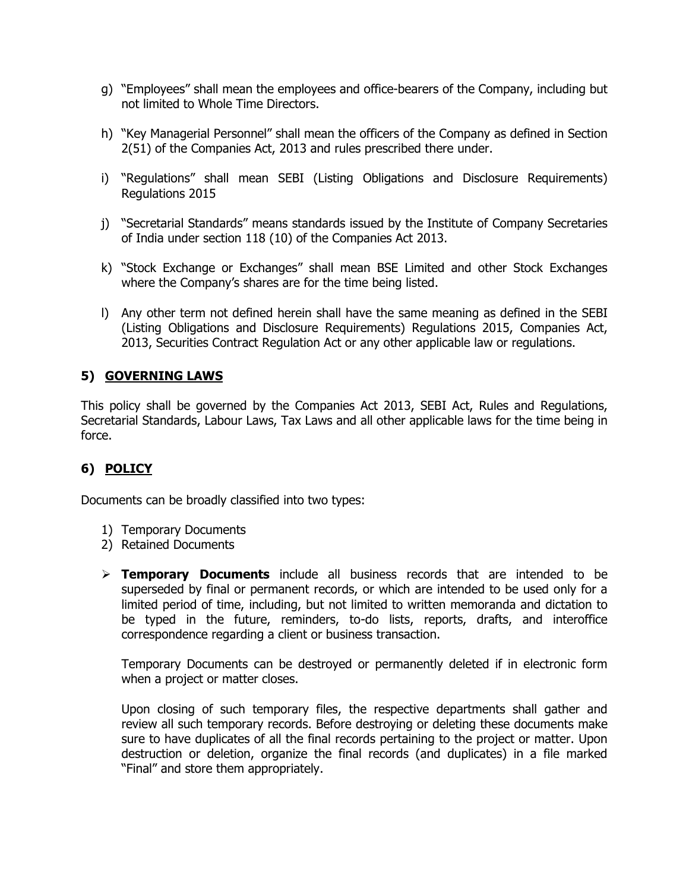g) "Employees" shall mean the employees and office-bearers of the Company, including but not limited to Whole Time Directors.

h) "Key Managerial Personnel" shall mean the officers of the Company as defined in Section 2(51) of the Companies Act, 2013 and rules prescribed there under.

i) "Regulations" shall mean SEBI (Listing Obligations and Disclosure Requirements) Regulations 2015

j) "Secretarial Standards" means standards issued by the Institute of Company Secretaries of India under section 118 (10) of the Companies Act 2013.

k) "Stock Exchange or Exchanges" shall mean BSE Limited and other Stock Exchanges where the Company's shares are for the time being listed.

l) Any other term not defined herein shall have the same meaning as defined in the SEBI (Listing Obligations and Disclosure Requirements) Regulations 2015, Companies Act, 2013, Securities Contract Regulation Act or any other applicable law or regulations.

## 5) GOVERNING LAWS

This policy shall be governed by the Companies Act 2013, SEBI Act, Rules and Regulations, Secretarial Standards, Labour Laws, Tax Laws and all other applicable laws for the time being in force.

## 6) POLICY

Documents can be broadly classified into two types:

1) Temporary Documents
2) Retained Documents

- **Temporary Documents** include all business records that are intended to be superseded by final or permanent records, or which are intended to be used only for a limited period of time, including, but not limited to written memoranda and dictation to be typed in the future, reminders, to-do lists, reports, drafts, and interoffice correspondence regarding a client or business transaction.

  Temporary Documents can be destroyed or permanently deleted if in electronic form when a project or matter closes.

  Upon closing of such temporary files, the respective departments shall gather and review all such temporary records. Before destroying or deleting these documents make sure to have duplicates of all the final records pertaining to the project or matter. Upon destruction or deletion, organize the final records (and duplicates) in a file marked "Final" and store them appropriately.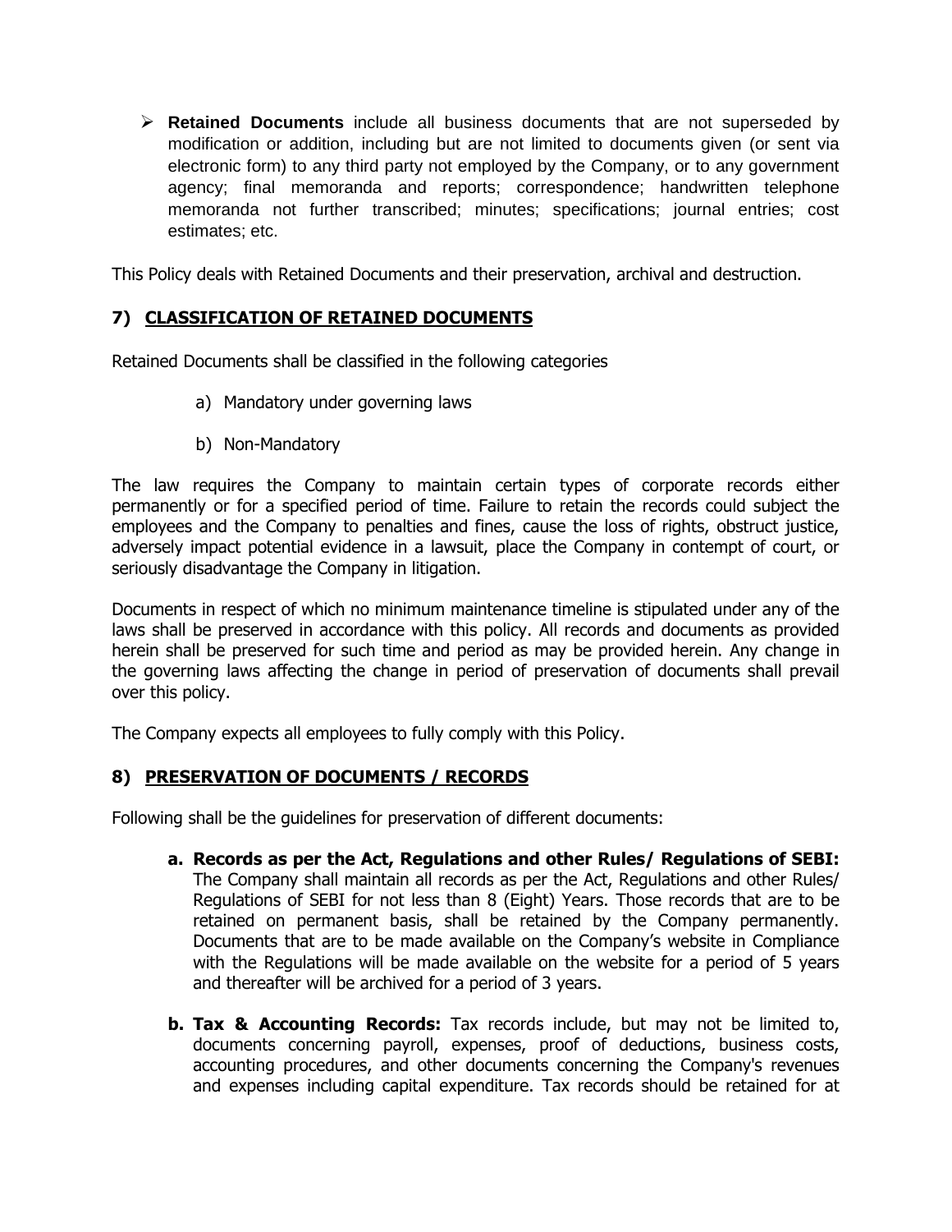- **Retained Documents** include all business documents that are not superseded by modification or addition, including but are not limited to documents given (or sent via electronic form) to any third party not employed by the Company, or to any government agency; final memoranda and reports; correspondence; handwritten telephone memoranda not further transcribed; minutes; specifications; journal entries; cost estimates; etc.

This Policy deals with Retained Documents and their preservation, archival and destruction.

## 7) CLASSIFICATION OF RETAINED DOCUMENTS

Retained Documents shall be classified in the following categories

a) Mandatory under governing laws

b) Non-Mandatory

The law requires the Company to maintain certain types of corporate records either permanently or for a specified period of time. Failure to retain the records could subject the employees and the Company to penalties and fines, cause the loss of rights, obstruct justice, adversely impact potential evidence in a lawsuit, place the Company in contempt of court, or seriously disadvantage the Company in litigation.

Documents in respect of which no minimum maintenance timeline is stipulated under any of the laws shall be preserved in accordance with this policy. All records and documents as provided herein shall be preserved for such time and period as may be provided herein. Any change in the governing laws affecting the change in period of preservation of documents shall prevail over this policy.

The Company expects all employees to fully comply with this Policy.

## 8) PRESERVATION OF DOCUMENTS / RECORDS

Following shall be the guidelines for preservation of different documents:

**a. Records as per the Act, Regulations and other Rules/ Regulations of SEBI:** The Company shall maintain all records as per the Act, Regulations and other Rules/ Regulations of SEBI for not less than 8 (Eight) Years. Those records that are to be retained on permanent basis, shall be retained by the Company permanently. Documents that are to be made available on the Company's website in Compliance with the Regulations will be made available on the website for a period of 5 years and thereafter will be archived for a period of 3 years.

**b. Tax & Accounting Records:** Tax records include, but may not be limited to, documents concerning payroll, expenses, proof of deductions, business costs, accounting procedures, and other documents concerning the Company's revenues and expenses including capital expenditure. Tax records should be retained for at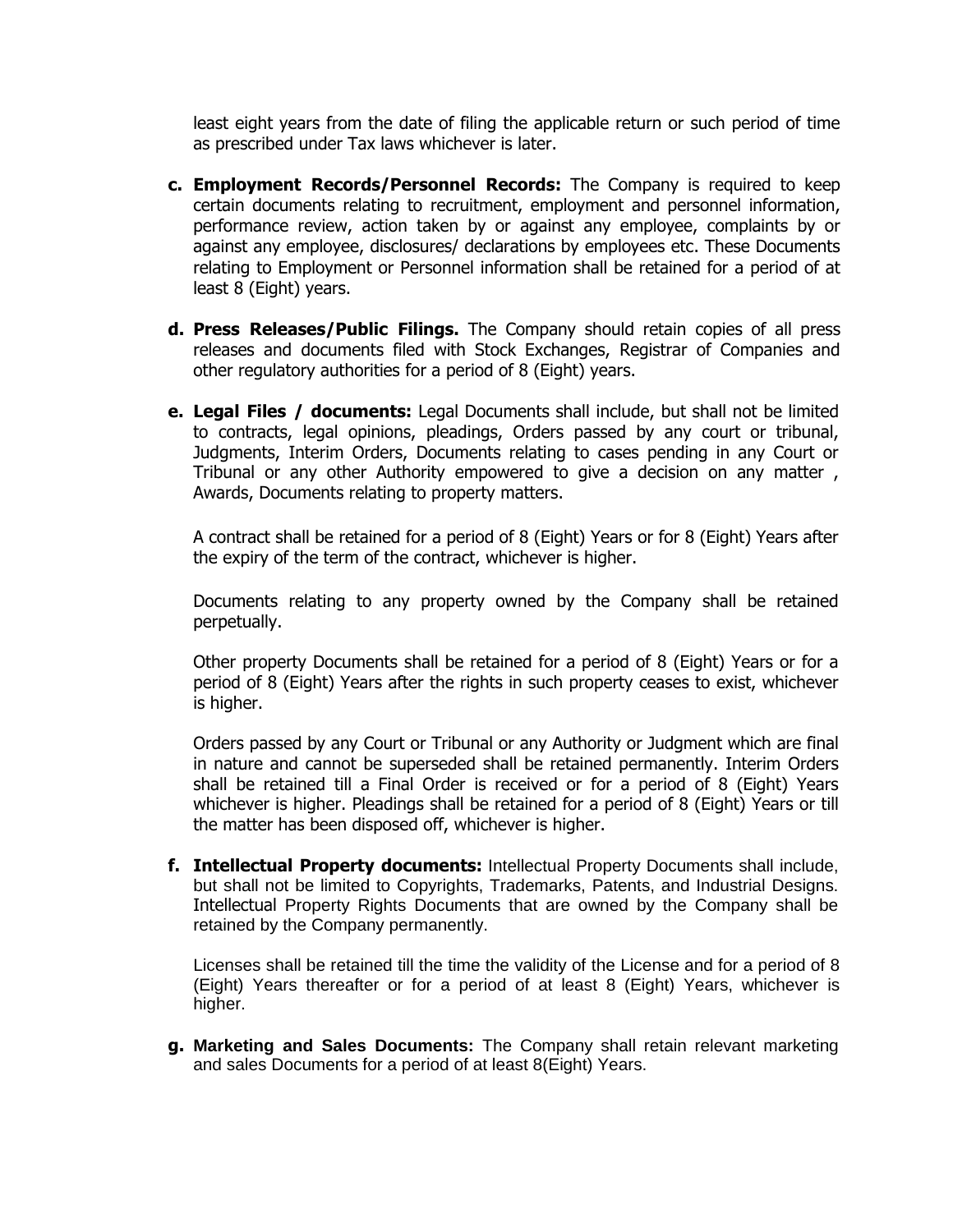least eight years from the date of filing the applicable return or such period of time as prescribed under Tax laws whichever is later.

c. **Employment Records/Personnel Records:** The Company is required to keep certain documents relating to recruitment, employment and personnel information, performance review, action taken by or against any employee, complaints by or against any employee, disclosures/ declarations by employees etc. These Documents relating to Employment or Personnel information shall be retained for a period of at least 8 (Eight) years.

d. **Press Releases/Public Filings.** The Company should retain copies of all press releases and documents filed with Stock Exchanges, Registrar of Companies and other regulatory authorities for a period of 8 (Eight) years.

e. **Legal Files / documents:** Legal Documents shall include, but shall not be limited to contracts, legal opinions, pleadings, Orders passed by any court or tribunal, Judgments, Interim Orders, Documents relating to cases pending in any Court or Tribunal or any other Authority empowered to give a decision on any matter , Awards, Documents relating to property matters.

   A contract shall be retained for a period of 8 (Eight) Years or for 8 (Eight) Years after the expiry of the term of the contract, whichever is higher.

   Documents relating to any property owned by the Company shall be retained perpetually.

   Other property Documents shall be retained for a period of 8 (Eight) Years or for a period of 8 (Eight) Years after the rights in such property ceases to exist, whichever is higher.

   Orders passed by any Court or Tribunal or any Authority or Judgment which are final in nature and cannot be superseded shall be retained permanently. Interim Orders shall be retained till a Final Order is received or for a period of 8 (Eight) Years whichever is higher. Pleadings shall be retained for a period of 8 (Eight) Years or till the matter has been disposed off, whichever is higher.

f. **Intellectual Property documents:** Intellectual Property Documents shall include, but shall not be limited to Copyrights, Trademarks, Patents, and Industrial Designs. Intellectual Property Rights Documents that are owned by the Company shall be retained by the Company permanently.

   Licenses shall be retained till the time the validity of the License and for a period of 8 (Eight) Years thereafter or for a period of at least 8 (Eight) Years, whichever is higher.

g. **Marketing and Sales Documents:** The Company shall retain relevant marketing and sales Documents for a period of at least 8(Eight) Years.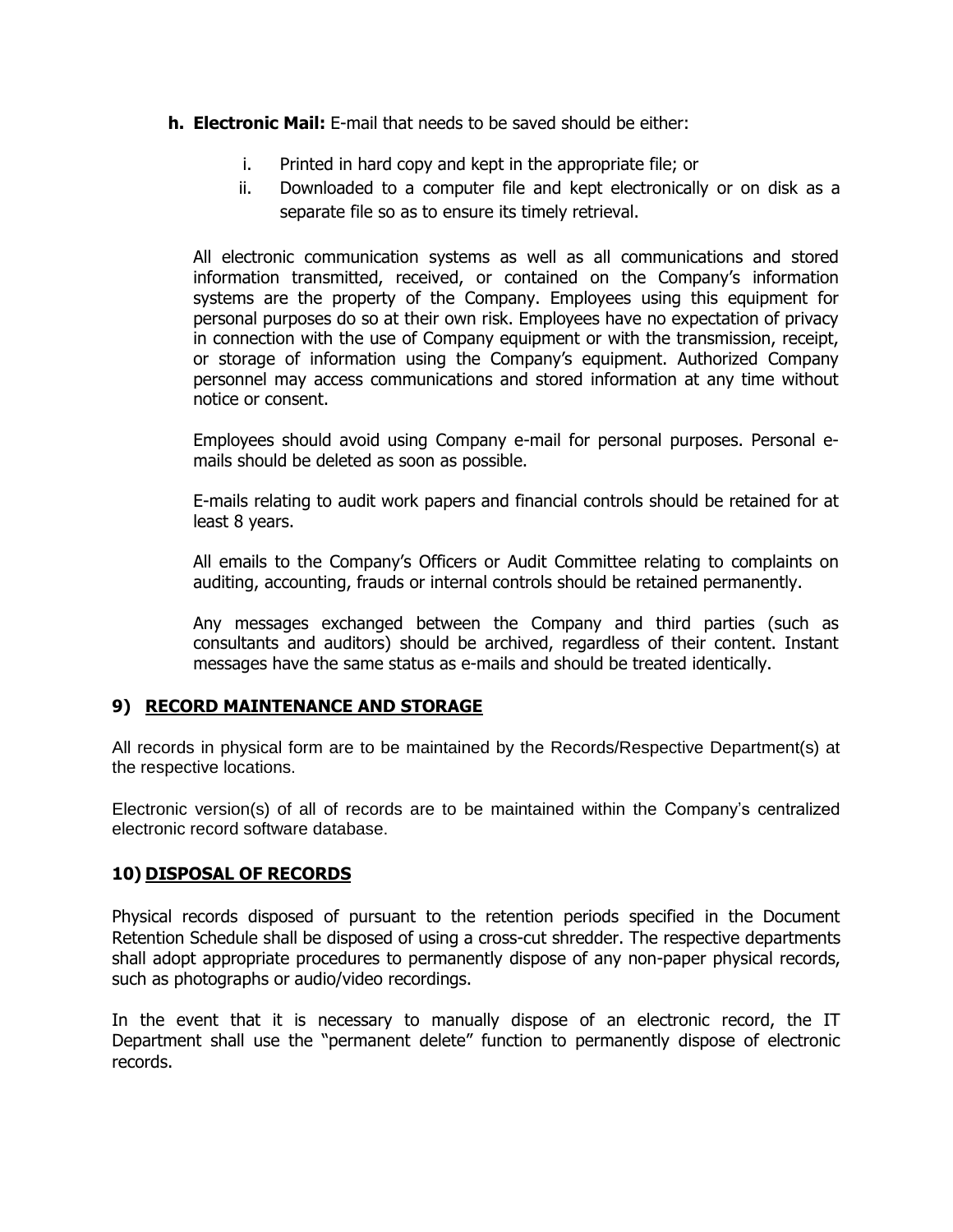**h. Electronic Mail:** E-mail that needs to be saved should be either:

i. Printed in hard copy and kept in the appropriate file; or

ii. Downloaded to a computer file and kept electronically or on disk as a separate file so as to ensure its timely retrieval.

All electronic communication systems as well as all communications and stored information transmitted, received, or contained on the Company's information systems are the property of the Company. Employees using this equipment for personal purposes do so at their own risk. Employees have no expectation of privacy in connection with the use of Company equipment or with the transmission, receipt, or storage of information using the Company's equipment. Authorized Company personnel may access communications and stored information at any time without notice or consent.

Employees should avoid using Company e-mail for personal purposes. Personal e-mails should be deleted as soon as possible.

E-mails relating to audit work papers and financial controls should be retained for at least 8 years.

All emails to the Company's Officers or Audit Committee relating to complaints on auditing, accounting, frauds or internal controls should be retained permanently.

Any messages exchanged between the Company and third parties (such as consultants and auditors) should be archived, regardless of their content. Instant messages have the same status as e-mails and should be treated identically.

## 9) RECORD MAINTENANCE AND STORAGE

All records in physical form are to be maintained by the Records/Respective Department(s) at the respective locations.

Electronic version(s) of all of records are to be maintained within the Company's centralized electronic record software database.

## 10) DISPOSAL OF RECORDS

Physical records disposed of pursuant to the retention periods specified in the Document Retention Schedule shall be disposed of using a cross-cut shredder. The respective departments shall adopt appropriate procedures to permanently dispose of any non-paper physical records, such as photographs or audio/video recordings.

In the event that it is necessary to manually dispose of an electronic record, the IT Department shall use the "permanent delete" function to permanently dispose of electronic records.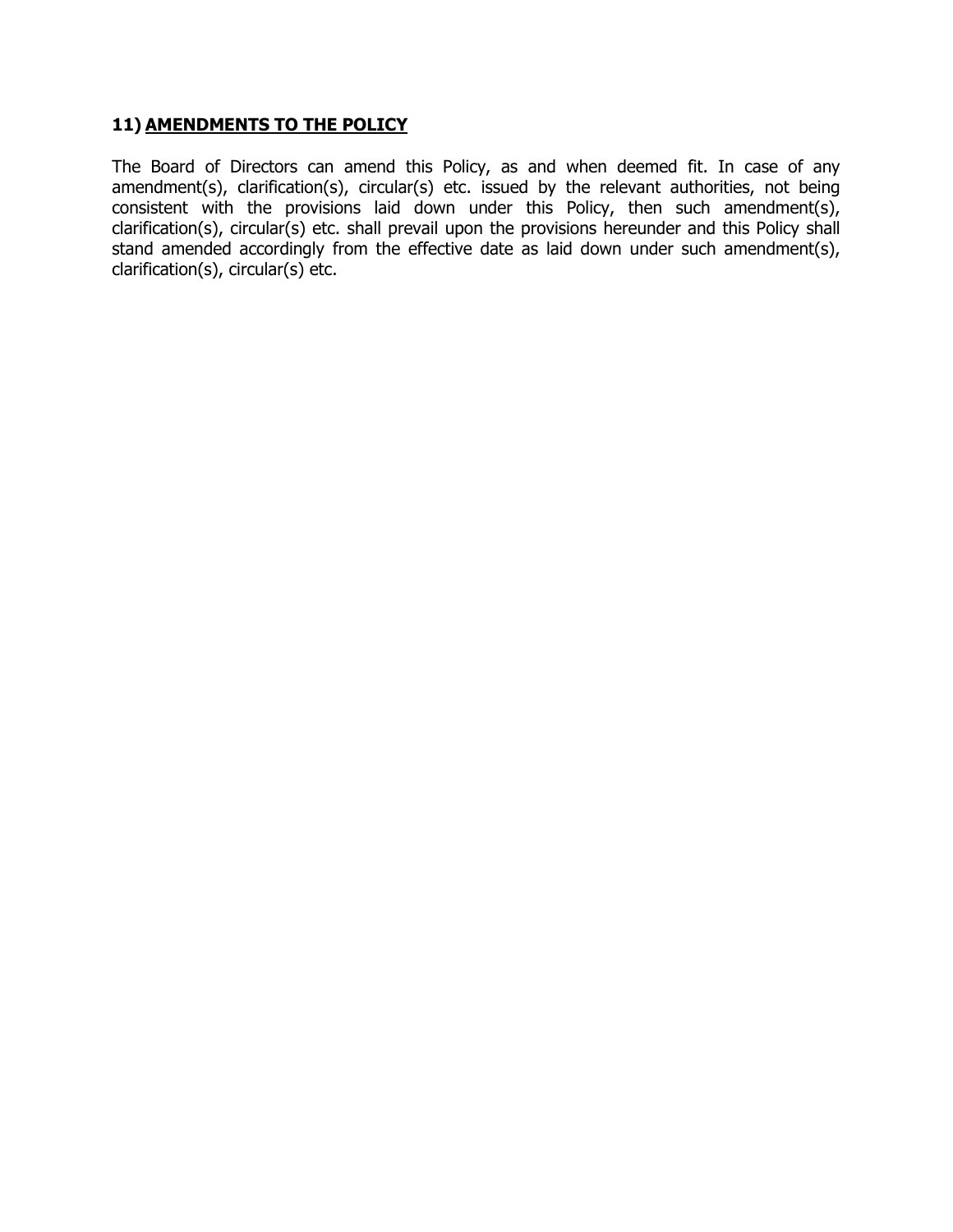## 11) <u>**AMENDMENTS TO THE POLICY**</u>

The Board of Directors can amend this Policy, as and when deemed fit. In case of any amendment(s), clarification(s), circular(s) etc. issued by the relevant authorities, not being consistent with the provisions laid down under this Policy, then such amendment(s), clarification(s), circular(s) etc. shall prevail upon the provisions hereunder and this Policy shall stand amended accordingly from the effective date as laid down under such amendment(s), clarification(s), circular(s) etc.